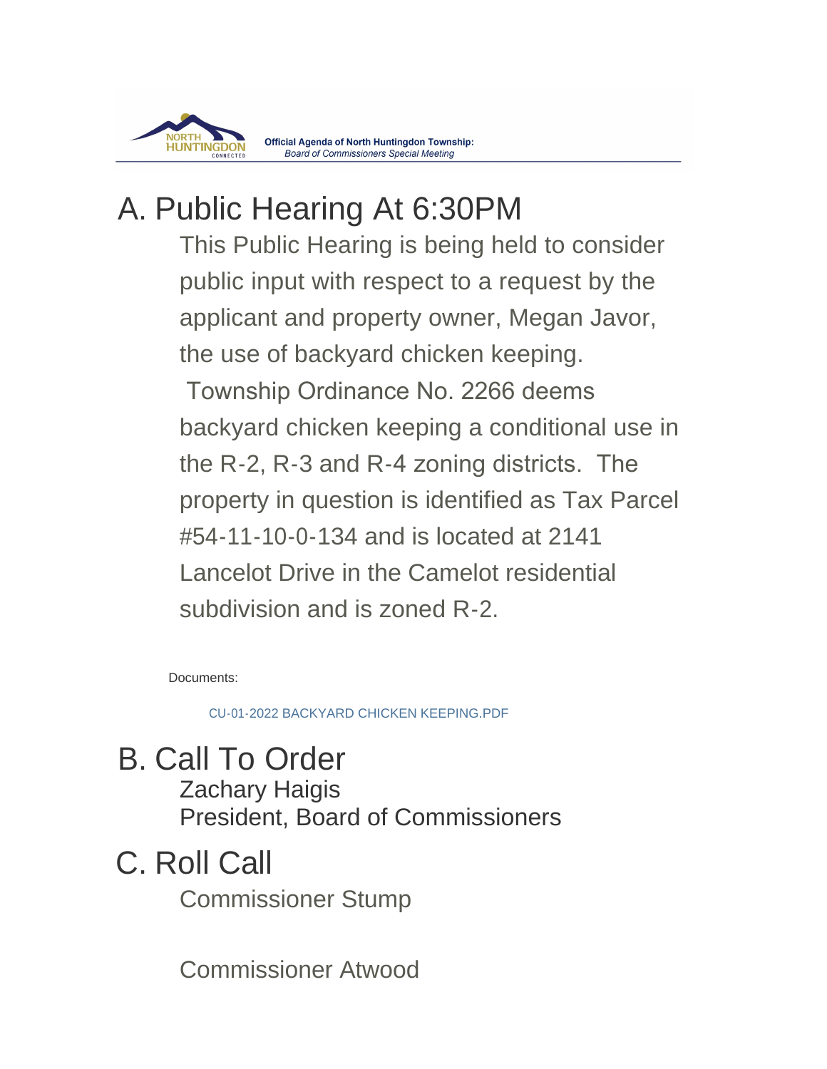# A. Public Hearing At 6:30PM

This Public Hearing is being held to consider public input with respect to a request by the applicant and property owner, Megan Javor, the use of backyard chicken keeping. Township Ordinance No. 2266 deems backyard chicken keeping a conditional use in the R-2, R-3 and R-4 zoning districts. The property in question is identified as Tax Parcel #54-11-10-0-134 and is located at 2141 Lancelot Drive in the Camelot residential subdivision and is zoned R-2.

Documents:

CU-01-2022 BACKYARD CHICKEN KEEPING.PDF

# B. Call To Order

Zachary Haigis
President, Board of Commissioners

# C. Roll Call

Commissioner Stump

Commissioner Atwood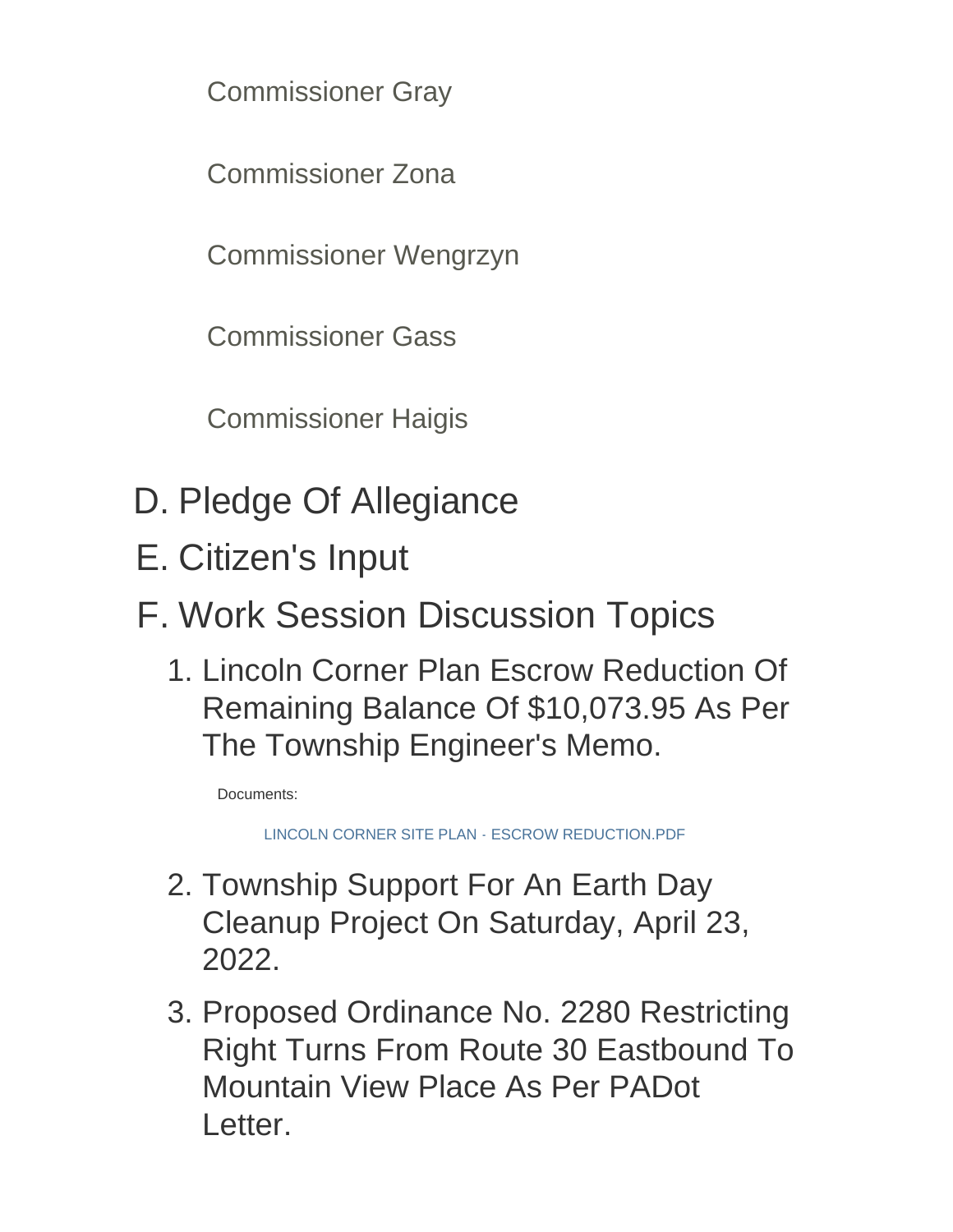Commissioner Gray

Commissioner Zona

Commissioner Wengrzyn

Commissioner Gass

Commissioner Haigis

## D. Pledge Of Allegiance

## E. Citizen's Input

## F. Work Session Discussion Topics

1. Lincoln Corner Plan Escrow Reduction Of Remaining Balance Of $10,073.95 As Per The Township Engineer's Memo.

   Documents:

   LINCOLN CORNER SITE PLAN - ESCROW REDUCTION.PDF

2. Township Support For An Earth Day Cleanup Project On Saturday, April 23, 2022.

3. Proposed Ordinance No. 2280 Restricting Right Turns From Route 30 Eastbound To Mountain View Place As Per PADot Letter.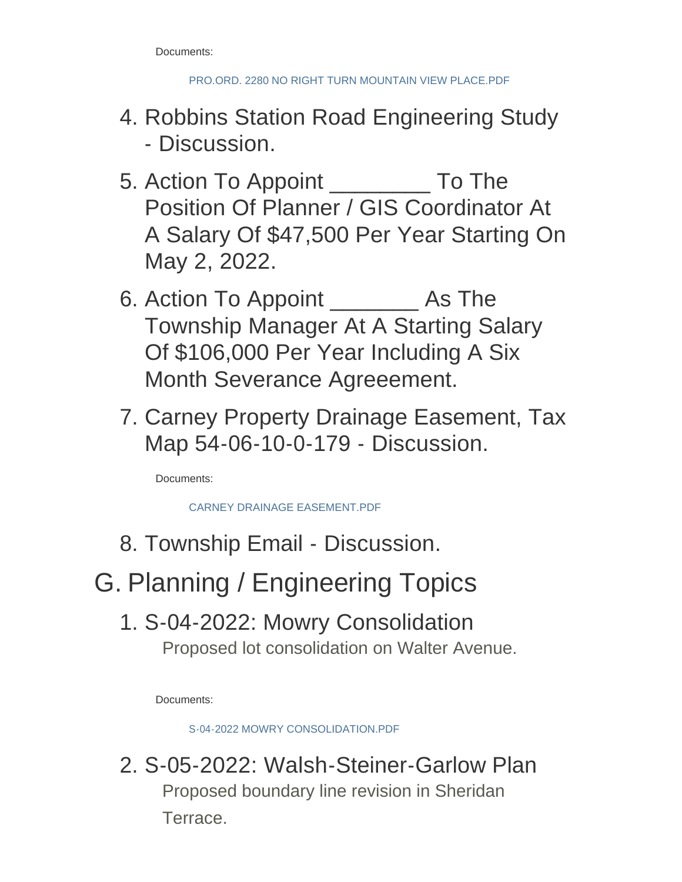Documents:

PRO.ORD. 2280 NO RIGHT TURN MOUNTAIN VIEW PLACE.PDF

4. Robbins Station Road Engineering Study - Discussion.

5. Action To Appoint ________ To The Position Of Planner / GIS Coordinator At A Salary Of $47,500 Per Year Starting On May 2, 2022.

6. Action To Appoint _______ As The Township Manager At A Starting Salary Of $106,000 Per Year Including A Six Month Severance Agreeement.

7. Carney Property Drainage Easement, Tax Map 54-06-10-0-179 - Discussion.

   Documents:

   CARNEY DRAINAGE EASEMENT.PDF

8. Township Email - Discussion.

## G. Planning / Engineering Topics

1. S-04-2022: Mowry Consolidation

   Proposed lot consolidation on Walter Avenue.

   Documents:

   S-04-2022 MOWRY CONSOLIDATION.PDF

2. S-05-2022: Walsh-Steiner-Garlow Plan

   Proposed boundary line revision in Sheridan Terrace.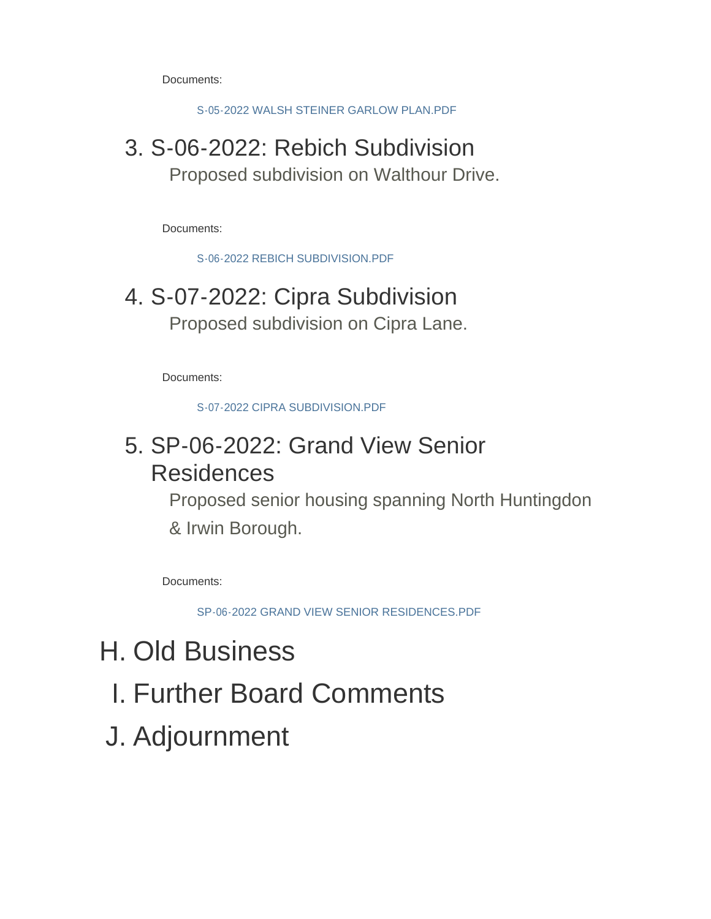Documents:

S-05-2022 WALSH STEINER GARLOW PLAN.PDF

3. S-06-2022: Rebich Subdivision

Proposed subdivision on Walthour Drive.

Documents:

S-06-2022 REBICH SUBDIVISION.PDF

4. S-07-2022: Cipra Subdivision

Proposed subdivision on Cipra Lane.

Documents:

S-07-2022 CIPRA SUBDIVISION.PDF

5. SP-06-2022: Grand View Senior Residences

Proposed senior housing spanning North Huntingdon & Irwin Borough.

Documents:

SP-06-2022 GRAND VIEW SENIOR RESIDENCES.PDF

## H. Old Business

## I. Further Board Comments

## J. Adjournment